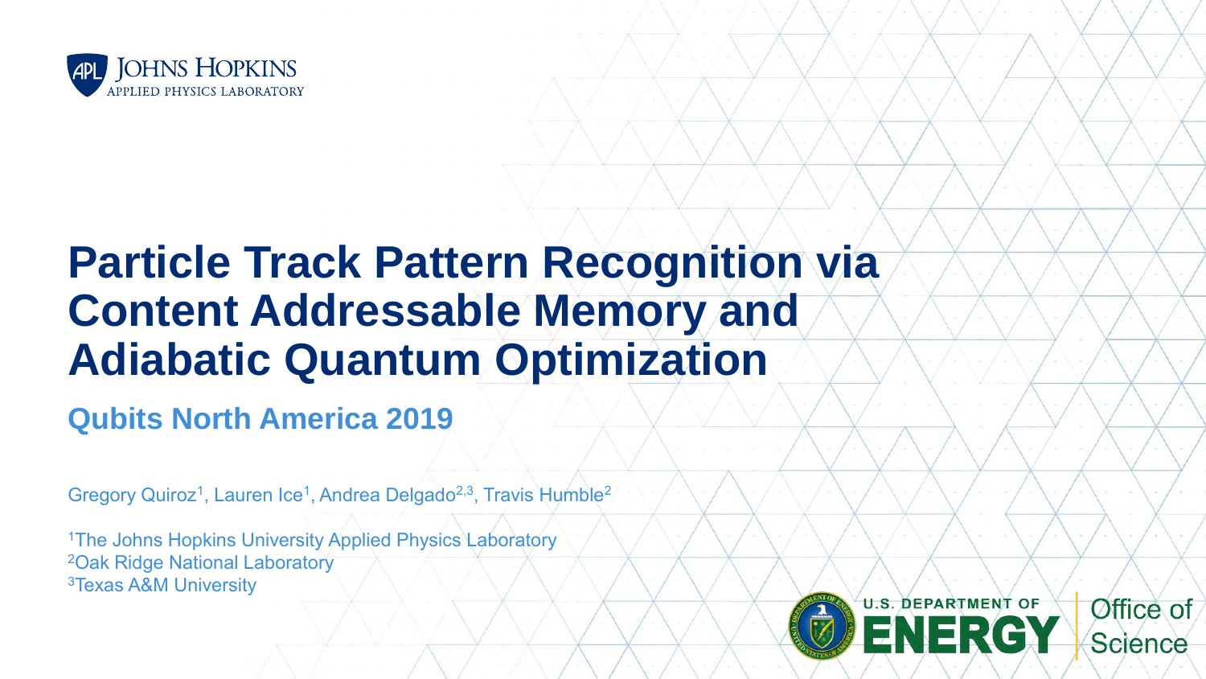JOHNS HOPKINS
APPLIED PHYSICS LABORATORY

# Particle Track Pattern Recognition via Content Addressable Memory and Adiabatic Quantum Optimization

## Qubits North America 2019

Gregory Quiroz[1], Lauren Ice[1], Andrea Delgado[2,3], Travis Humble[2]

[1]The Johns Hopkins University Applied Physics Laboratory
[2]Oak Ridge National Laboratory
[3]Texas A&M University

U.S. DEPARTMENT OF ENERGY | Office of Science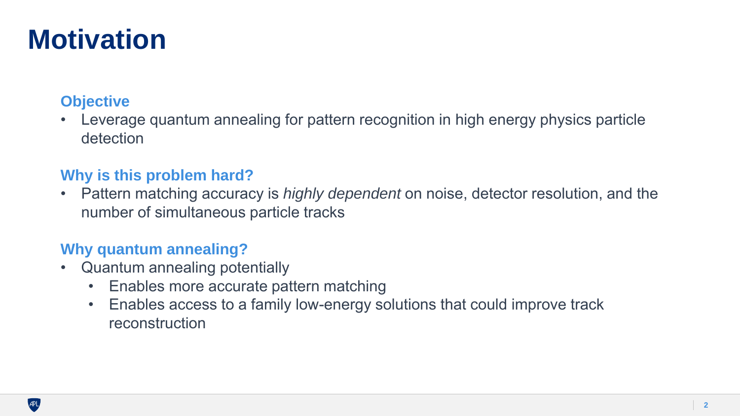# Motivation

### Objective

- Leverage quantum annealing for pattern recognition in high energy physics particle detection

### Why is this problem hard?

- Pattern matching accuracy is *highly dependent* on noise, detector resolution, and the number of simultaneous particle tracks

### Why quantum annealing?

- Quantum annealing potentially
  - Enables more accurate pattern matching
  - Enables access to a family low-energy solutions that could improve track reconstruction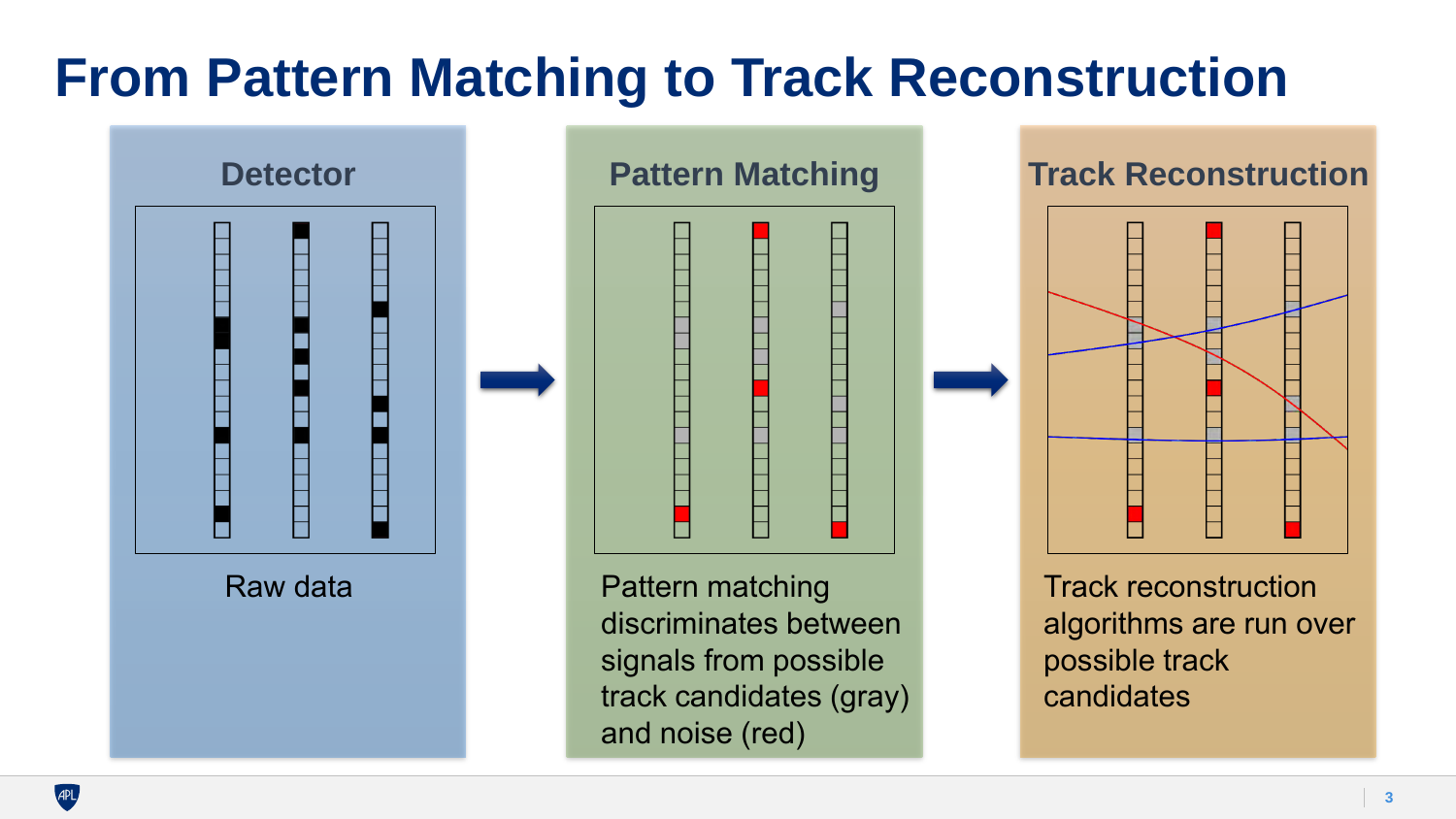# From Pattern Matching to Track Reconstruction

## Detector

Raw data

## Pattern Matching

Pattern matching discriminates between signals from possible track candidates (gray) and noise (red)

## Track Reconstruction

Track reconstruction algorithms are run over possible track candidates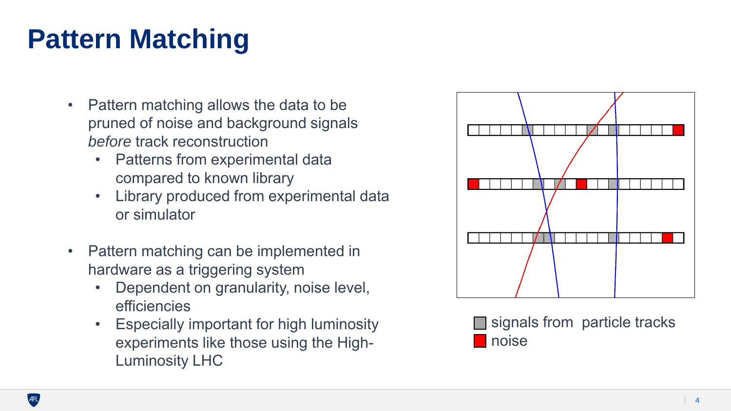# Pattern Matching

- Pattern matching allows the data to be pruned of noise and background signals *before* track reconstruction
  - Patterns from experimental data compared to known library
  - Library produced from experimental data or simulator
- Pattern matching can be implemented in hardware as a triggering system
  - Dependent on granularity, noise level, efficiencies
  - Especially important for high luminosity experiments like those using the High-Luminosity LHC

signals from particle tracks
noise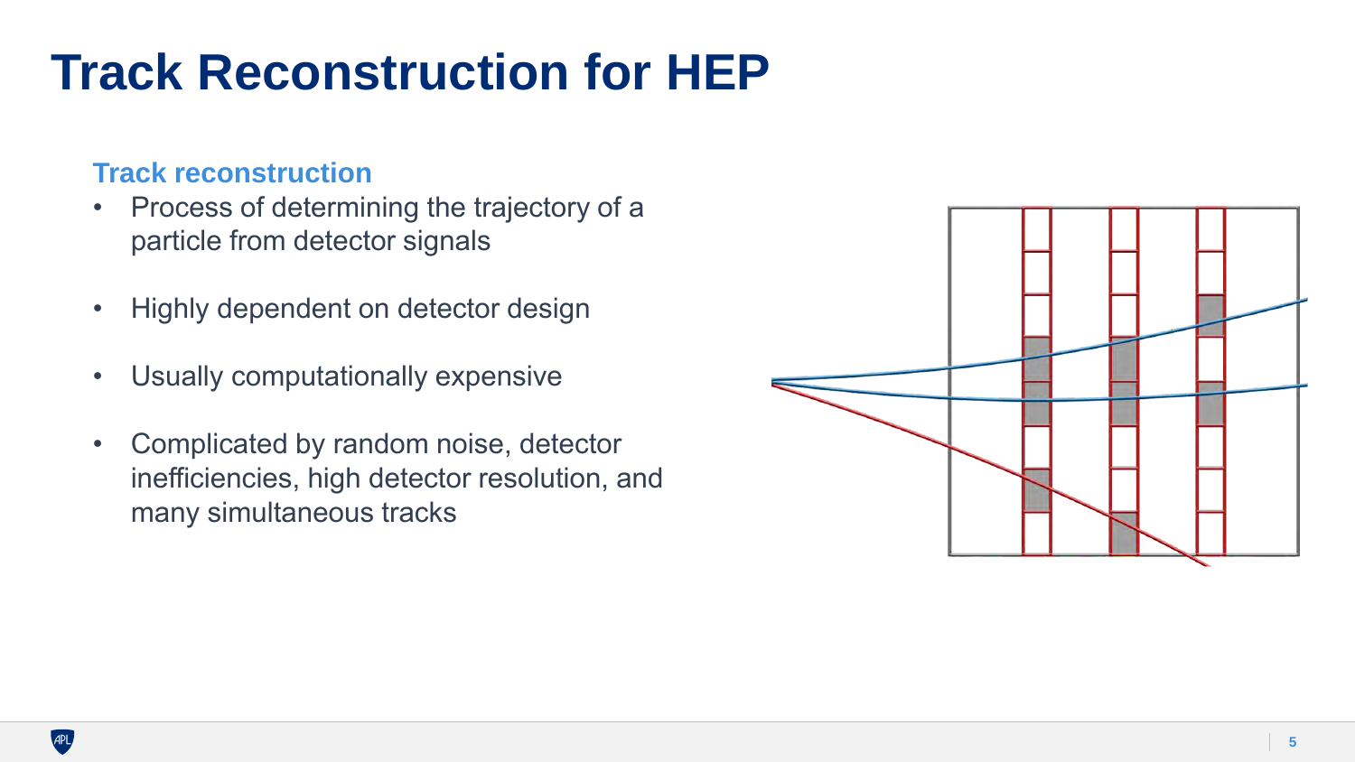# Track Reconstruction for HEP

### Track reconstruction

- Process of determining the trajectory of a particle from detector signals
- Highly dependent on detector design
- Usually computationally expensive
- Complicated by random noise, detector inefficiencies, high detector resolution, and many simultaneous tracks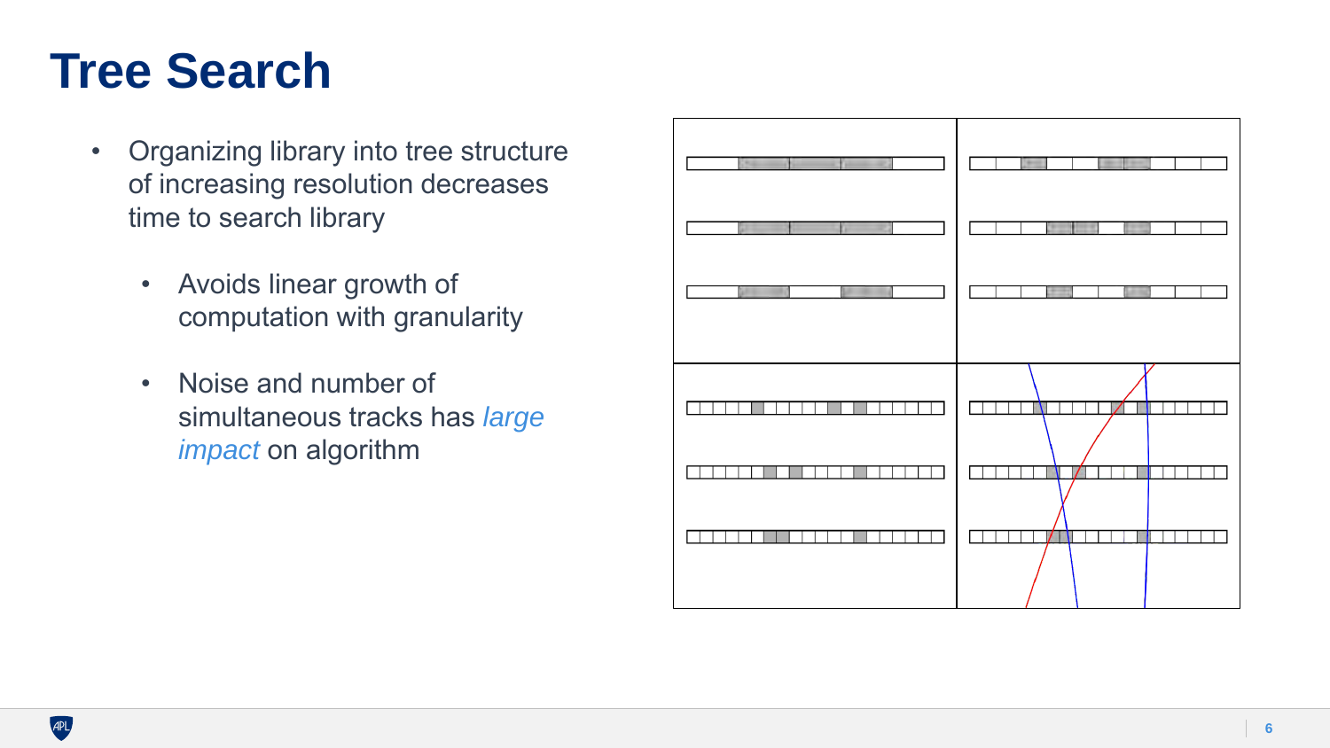# Tree Search

- Organizing library into tree structure of increasing resolution decreases time to search library
  - Avoids linear growth of computation with granularity
  - Noise and number of simultaneous tracks has *large impact* on algorithm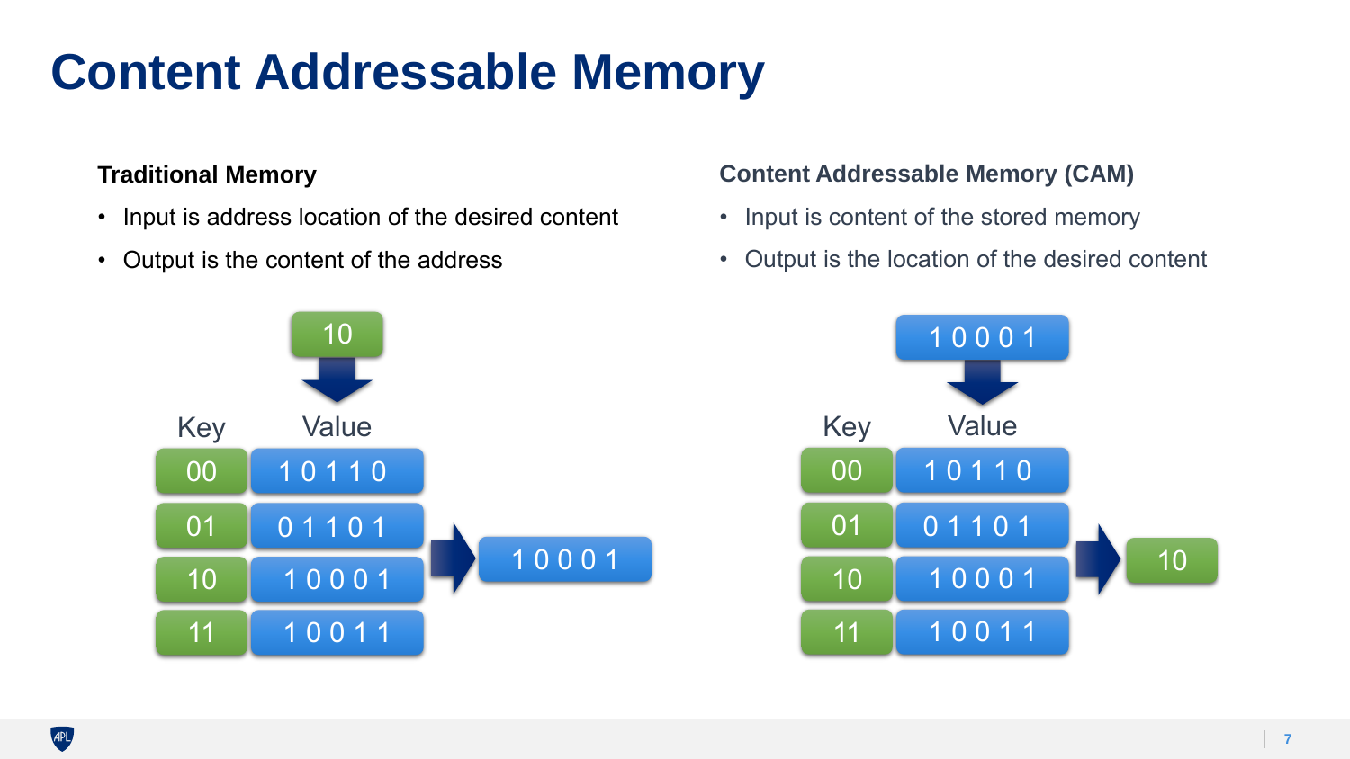# Content Addressable Memory

**Traditional Memory**

- Input is address location of the desired content
- Output is the content of the address

10

| Key | Value |
|---|---|
| 00 | 1 0 1 1 0 |
| 01 | 0 1 1 0 1 |
| 10 | 1 0 0 0 1 |
| 11 | 1 0 0 1 1 |

1 0 0 0 1

**Content Addressable Memory (CAM)**

- Input is content of the stored memory
- Output is the location of the desired content

1 0 0 0 1

| Key | Value |
|---|---|
| 00 | 1 0 1 1 0 |
| 01 | 0 1 1 0 1 |
| 10 | 1 0 0 0 1 |
| 11 | 1 0 0 1 1 |

10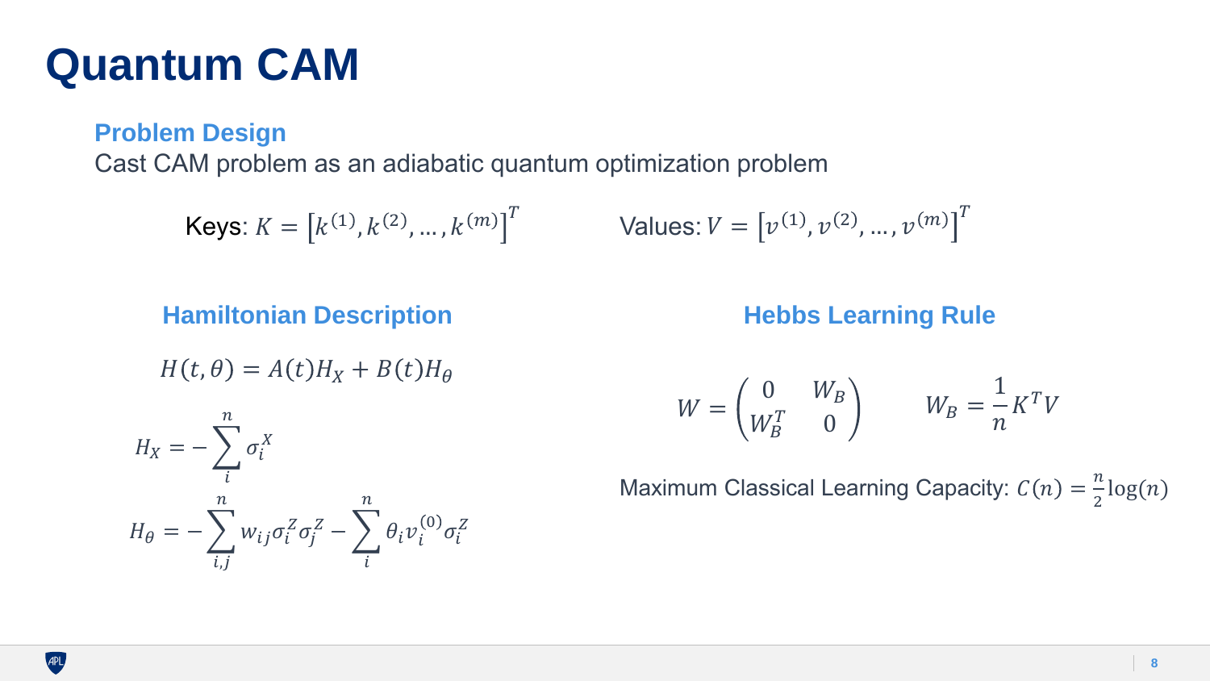# Quantum CAM

### Problem Design

Cast CAM problem as an adiabatic quantum optimization problem

Keys: $K = \left[k^{(1)}, k^{(2)}, \dots, k^{(m)}\right]^T$

Values: $V = \left[v^{(1)}, v^{(2)}, \dots, v^{(m)}\right]^T$

### Hamiltonian Description

$$H(t, \theta) = A(t) H_X + B(t) H_\theta$$

$$H_X = -\sum_{i}^{n} \sigma_i^X$$

$$H_\theta = -\sum_{i,j}^{n} w_{ij} \sigma_i^Z \sigma_j^Z - \sum_{i}^{n} \theta_i v_i^{(0)} \sigma_i^Z$$

### Hebbs Learning Rule

$$W = \begin{pmatrix} 0 & W_B \\ W_B^T & 0 \end{pmatrix} \qquad W_B = \frac{1}{n} K^T V$$

Maximum Classical Learning Capacity: $C(n) = \frac{n}{2} \log(n)$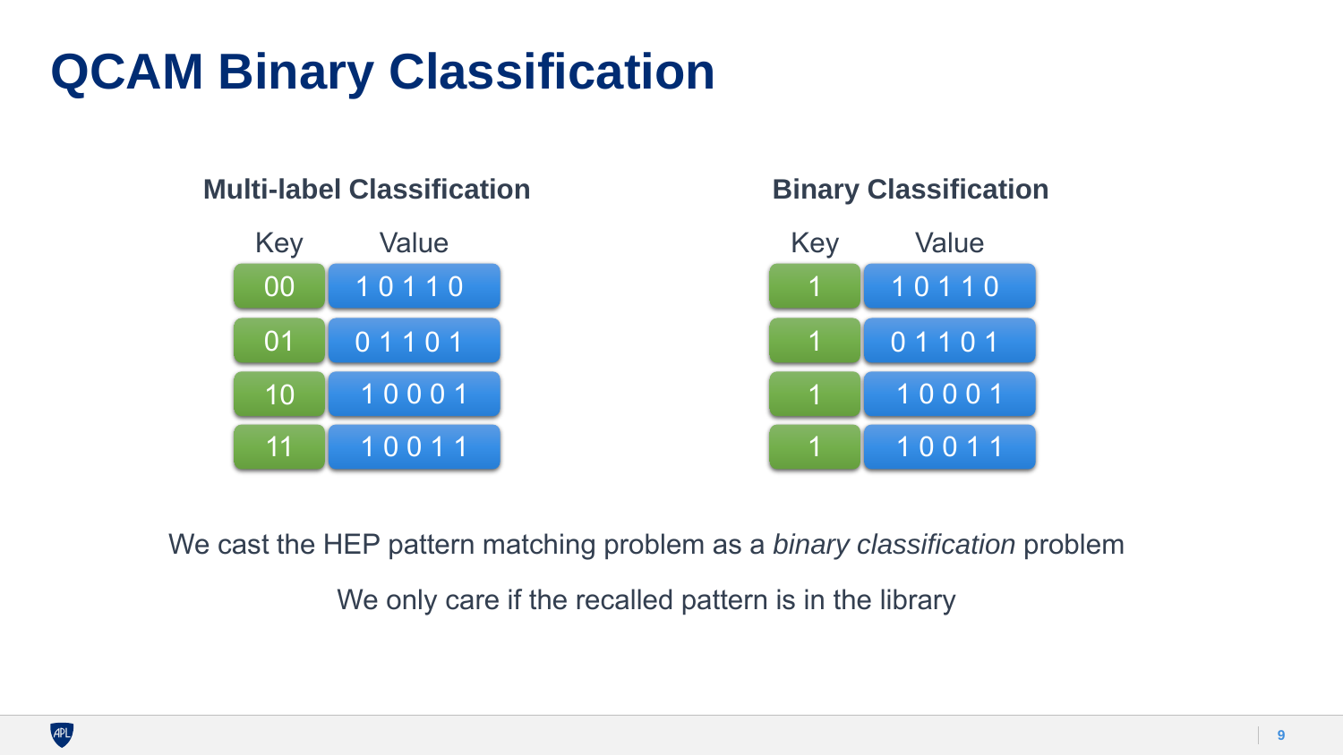# QCAM Binary Classification

### Multi-label Classification

| Key | Value |
|---|---|
| 00 | 1 0 1 1 0 |
| 01 | 0 1 1 0 1 |
| 10 | 1 0 0 0 1 |
| 11 | 1 0 0 1 1 |

### Binary Classification

| Key | Value |
|---|---|
| 1 | 1 0 1 1 0 |
| 1 | 0 1 1 0 1 |
| 1 | 1 0 0 0 1 |
| 1 | 1 0 0 1 1 |

We cast the HEP pattern matching problem as a *binary classification* problem

We only care if the recalled pattern is in the library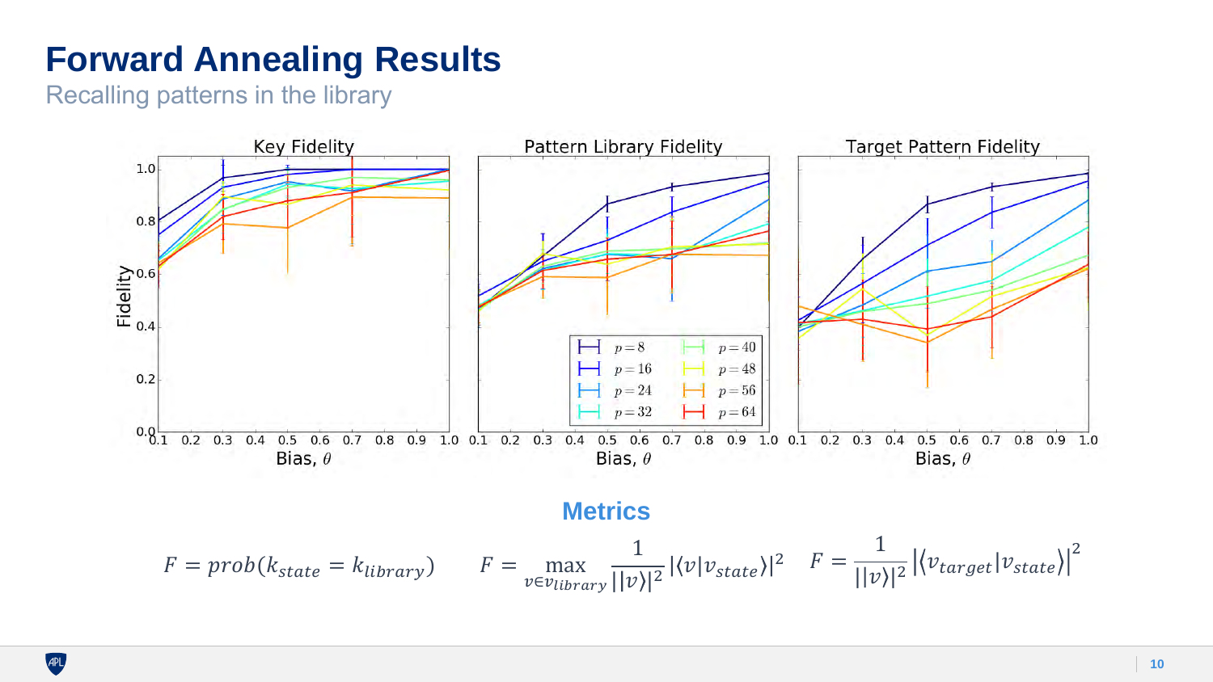# Forward Annealing Results

Recalling patterns in the library

Key Fidelity

Pattern Library Fidelity

Target Pattern Fidelity

Fidelity

0.0
0.2
0.4
0.6
0.8
1.0

0.1 0.2 0.3 0.4 0.5 0.6 0.7 0.8 0.9 1.0

Bias, $\theta$

$p = 8$
$p = 16$
$p = 24$
$p = 32$
$p = 40$
$p = 48$
$p = 56$
$p = 64$

## Metrics

$$F = prob(k_{state} = k_{library})$$

$$F = \max_{v \in v_{library}} \frac{1}{||v\rangle|^2} |\langle v | v_{state} \rangle|^2$$

$$F = \frac{1}{||v\rangle|^2} \left| \langle v_{target} | v_{state} \rangle \right|^2$$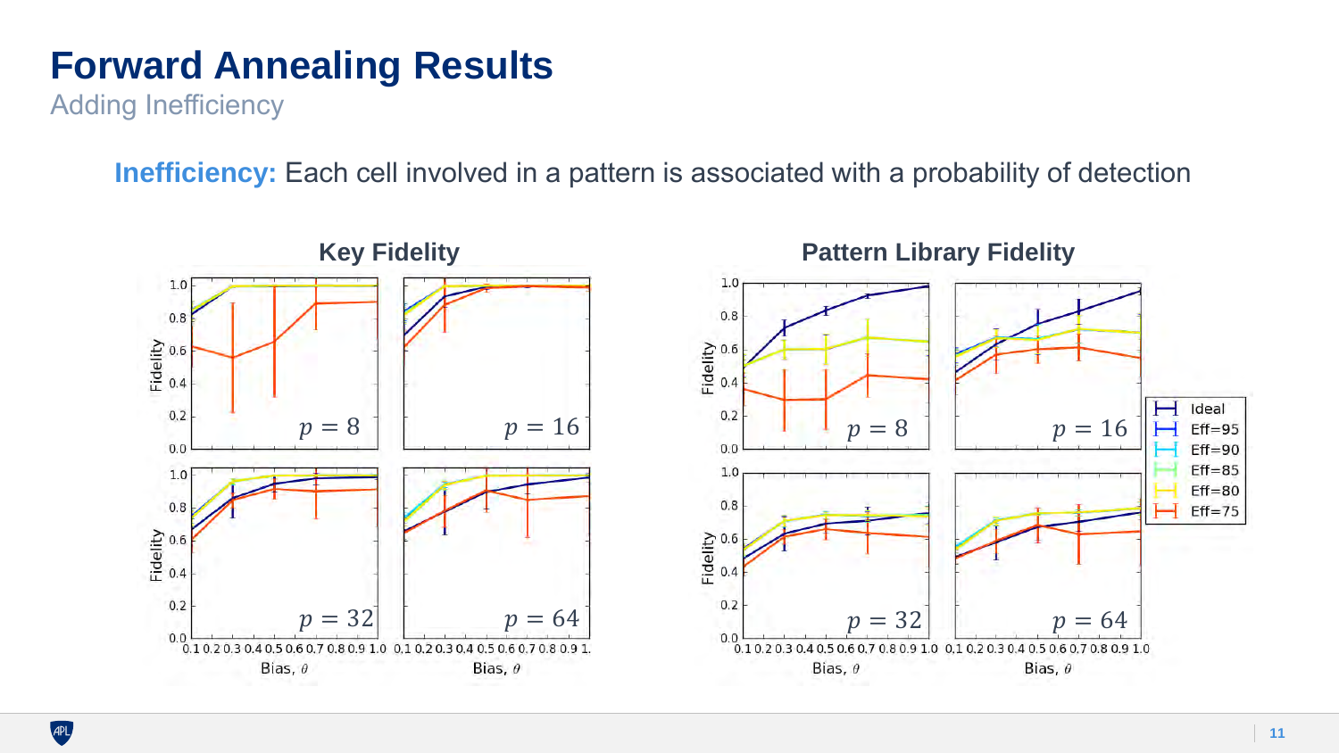# Forward Annealing Results

Adding Inefficiency

**Inefficiency:** Each cell involved in a pattern is associated with a probability of detection

**Key Fidelity**

Fidelity

1.0
0.8
0.6
0.4
0.2
0.0

$p = 8$

$p = 16$

$p = 32$

$p = 64$

0.1 0.2 0.3 0.4 0.5 0.6 0.7 0.8 0.9 1.0 0.1 0.2 0.3 0.4 0.5 0.6 0.7 0.8 0.9 1.

Bias, $\theta$

**Pattern Library Fidelity**

Fidelity

1.0
0.8
0.6
0.4
0.2
0.0

$p = 8$

$p = 16$

$p = 32$

$p = 64$

0.1 0.2 0.3 0.4 0.5 0.6 0.7 0.8 0.9 1.0 0.1 0.2 0.3 0.4 0.5 0.6 0.7 0.8 0.9 1.0

Bias, $\theta$

Ideal
Eff=95
Eff=90
Eff=85
Eff=80
Eff=75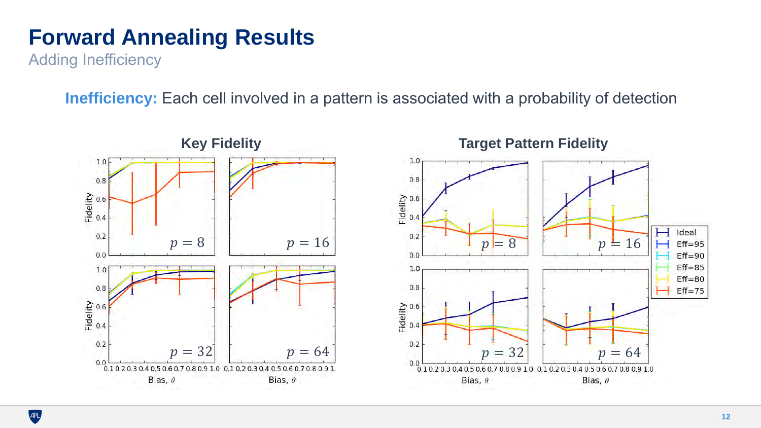# Forward Annealing Results

## Adding Inefficiency

**Inefficiency:** Each cell involved in a pattern is associated with a probability of detection

**Key Fidelity**

Fidelity

Bias, $\theta$

$p = 8$

$p = 16$

$p = 32$

$p = 64$

0.0 0.2 0.4 0.6 0.8 1.0

0.1 0.2 0.3 0.4 0.5 0.6 0.7 0.8 0.9 1.0

**Target Pattern Fidelity**

Fidelity

Bias, $\theta$

$p = 8$

$p = 16$

$p = 32$

$p = 64$

0.0 0.2 0.4 0.6 0.8 1.0

0.1 0.2 0.3 0.4 0.5 0.6 0.7 0.8 0.9 1.0

Ideal

Eff=95

Eff=90

Eff=85

Eff=80

Eff=75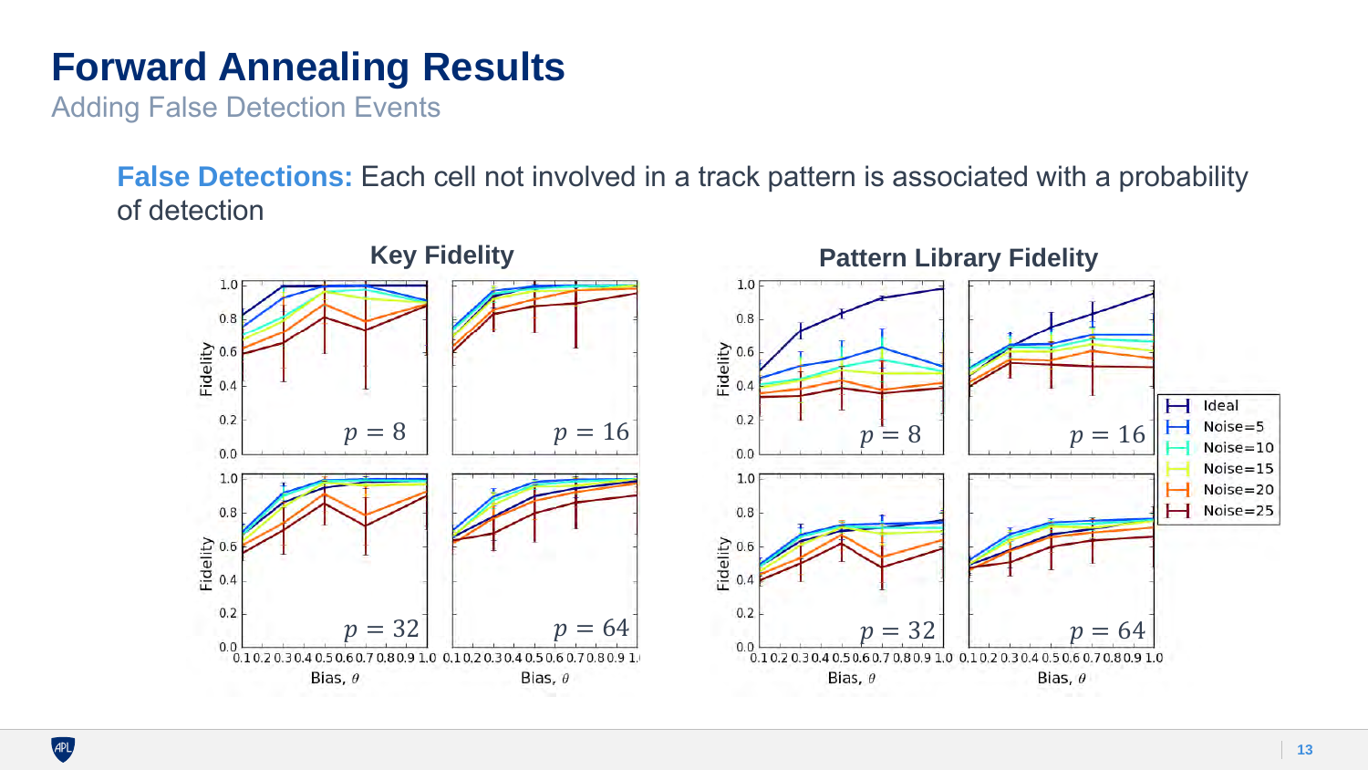# Forward Annealing Results

## Adding False Detection Events

**False Detections:** Each cell not involved in a track pattern is associated with a probability of detection

**Key Fidelity**

Fidelity

1.0
0.8
0.6
0.4
0.2
0.0

$p = 8$

$p = 16$

$p = 32$

$p = 64$

0.1 0.2 0.3 0.4 0.5 0.6 0.7 0.8 0.9 1.0

Bias, $\theta$

**Pattern Library Fidelity**

Fidelity

1.0
0.8
0.6
0.4
0.2
0.0

$p = 8$

$p = 16$

$p = 32$

$p = 64$

0.1 0.2 0.3 0.4 0.5 0.6 0.7 0.8 0.9 1.0

Bias, $\theta$

Ideal
Noise=5
Noise=10
Noise=15
Noise=20
Noise=25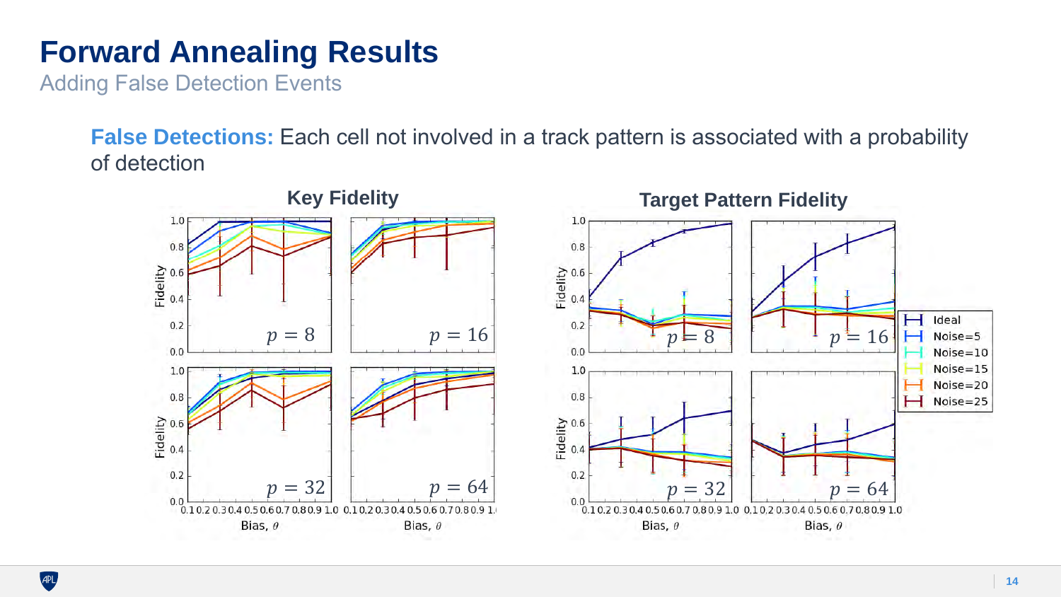# Forward Annealing Results

## Adding False Detection Events

**False Detections:** Each cell not involved in a track pattern is associated with a probability of detection

**Key Fidelity**

Fidelity

Bias, $\theta$

$p = 8$

$p = 16$

$p = 32$

$p = 64$

**Target Pattern Fidelity**

Fidelity

Bias, $\theta$

$p = 8$

$p = 16$

$p = 32$

$p = 64$

Ideal
Noise=5
Noise=10
Noise=15
Noise=20
Noise=25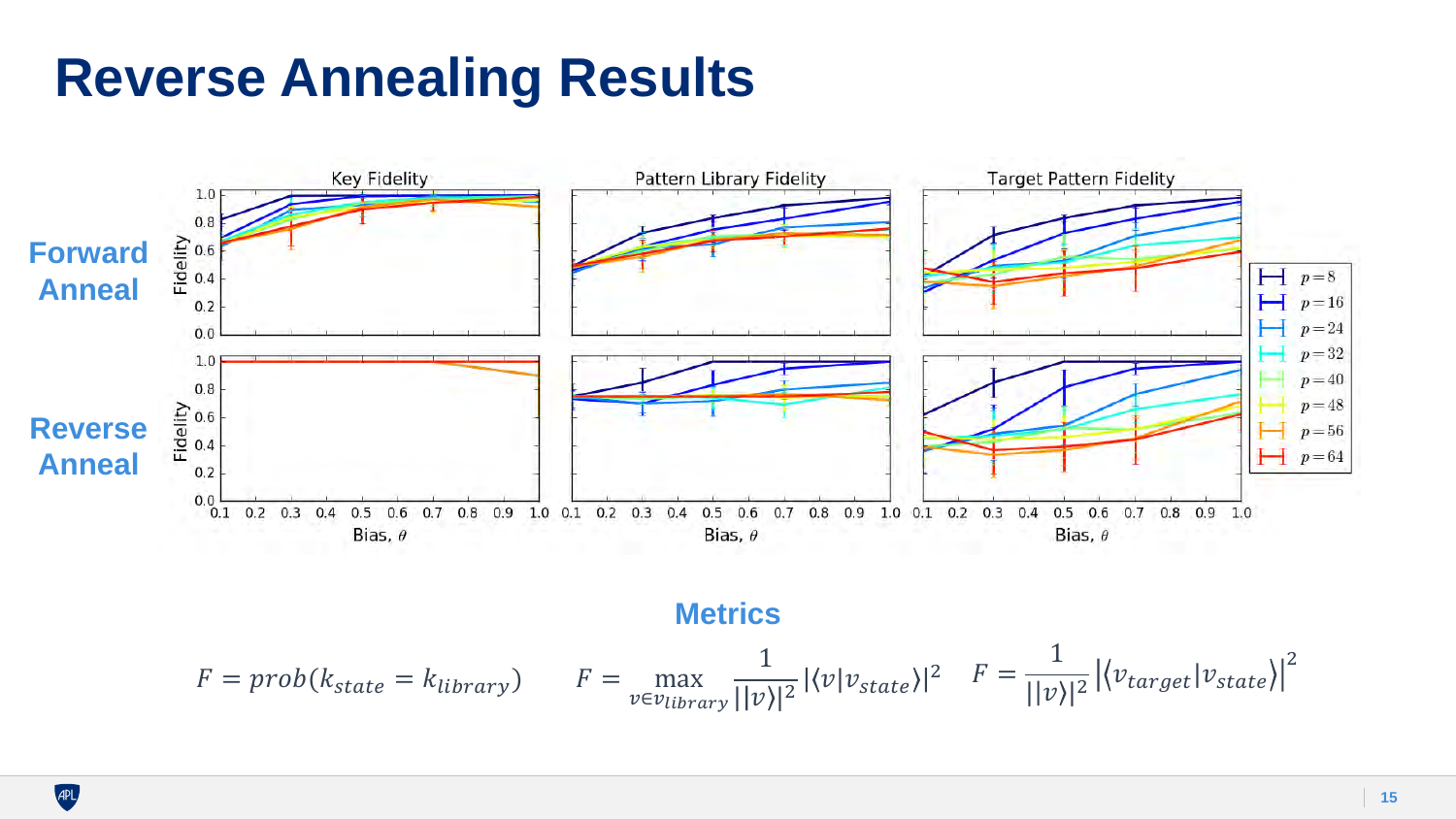# Reverse Annealing Results

**Forward Anneal**

**Reverse Anneal**

Key Fidelity

Pattern Library Fidelity

Target Pattern Fidelity

Fidelity

1.0
0.8
0.6
0.4
0.2
0.0

0.1 0.2 0.3 0.4 0.5 0.6 0.7 0.8 0.9 1.0

Bias, $\theta$

$p=8$
$p=16$
$p=24$
$p=32$
$p=40$
$p=48$
$p=56$
$p=64$

## Metrics

$$F = prob(k_{state} = k_{library}) \qquad F = \max_{v \in v_{library}} \frac{1}{||v\rangle|^2} |\langle v|v_{state}\rangle|^2 \quad F = \frac{1}{||v\rangle|^2} \left|\langle v_{target}|v_{state}\rangle\right|^2$$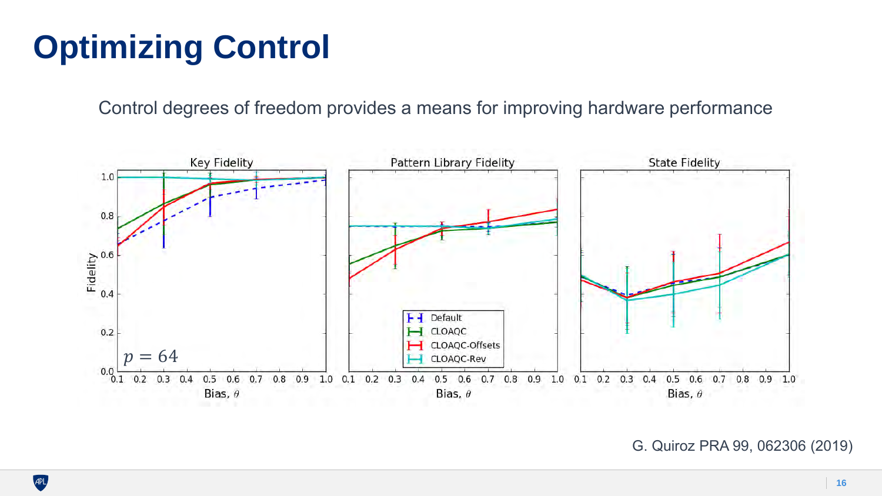# Optimizing Control

Control degrees of freedom provides a means for improving hardware performance

Key Fidelity

Pattern Library Fidelity

State Fidelity

Fidelity

1.0
0.8
0.6
0.4
0.2
0.0

0.1 0.2 0.3 0.4 0.5 0.6 0.7 0.8 0.9 1.0

Bias, $\theta$

$p = 64$

Default

CLOAQC

CLOAQC-Offsets

CLOAQC-Rev

G. Quiroz PRA 99, 062306 (2019)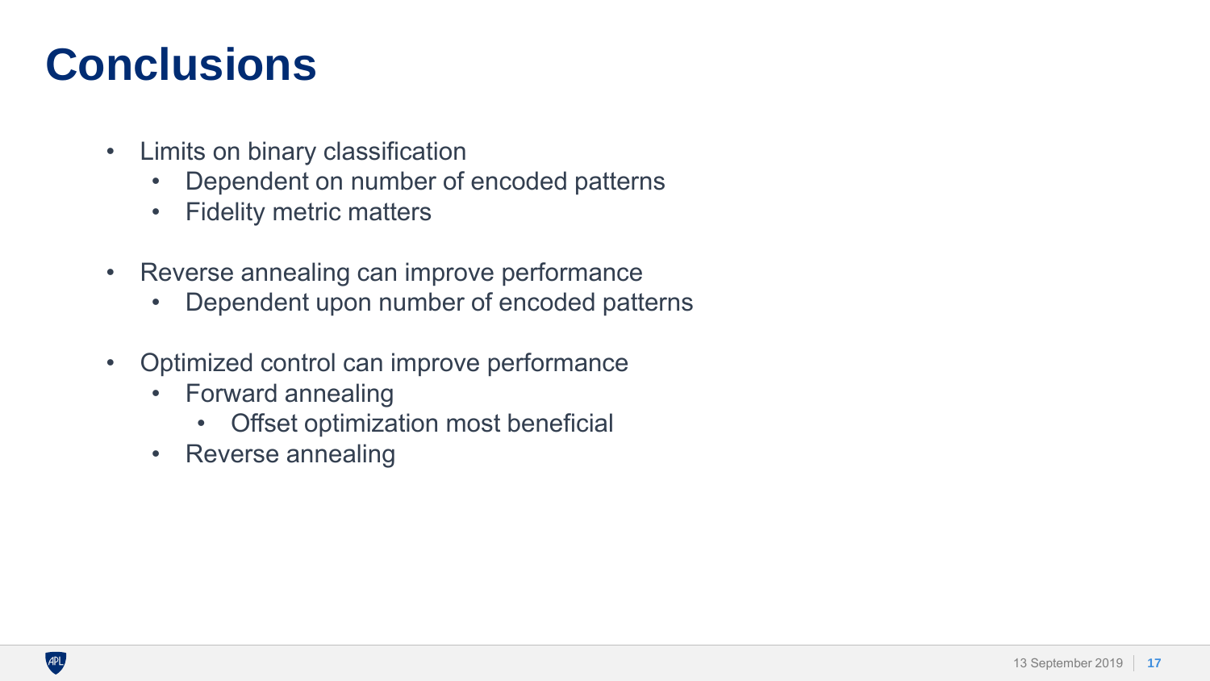# Conclusions

- Limits on binary classification
  - Dependent on number of encoded patterns
  - Fidelity metric matters
- Reverse annealing can improve performance
  - Dependent upon number of encoded patterns
- Optimized control can improve performance
  - Forward annealing
    - Offset optimization most beneficial
  - Reverse annealing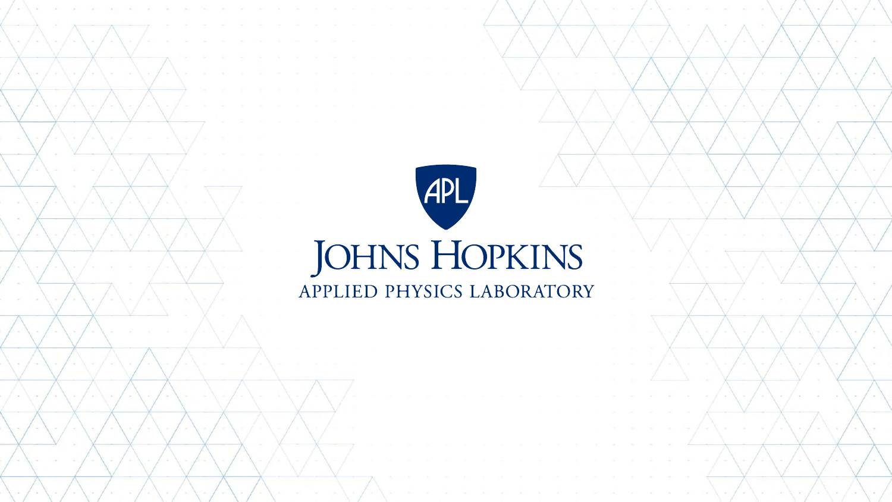APL

JOHNS HOPKINS

APPLIED PHYSICS LABORATORY